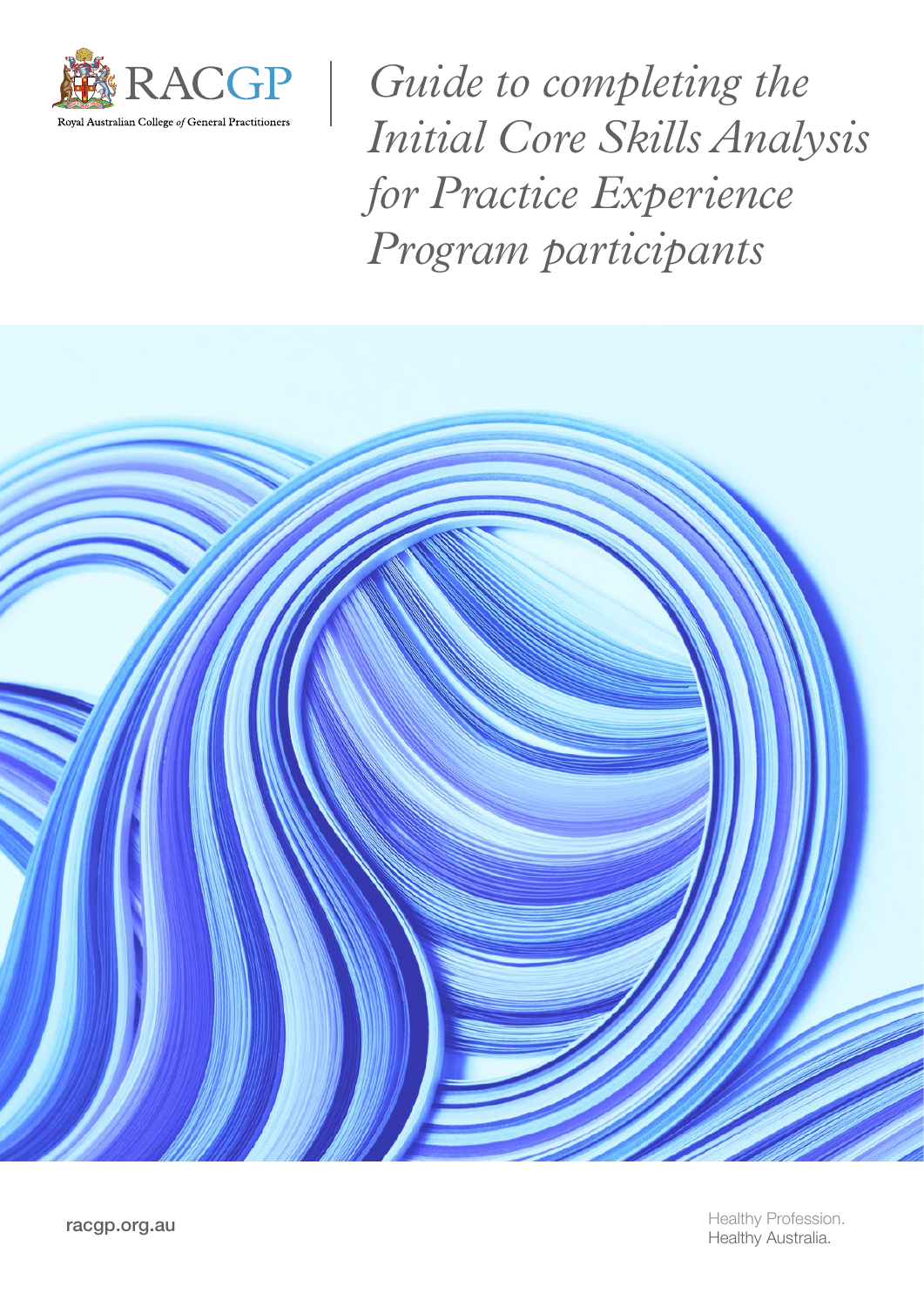RACGP

Royal Australian College *of* General Practitioners

# *Guide to completing the Initial Core Skills Analysis for Practice Experience Program participants*

racgp.org.au

Healthy Profession.
Healthy Australia.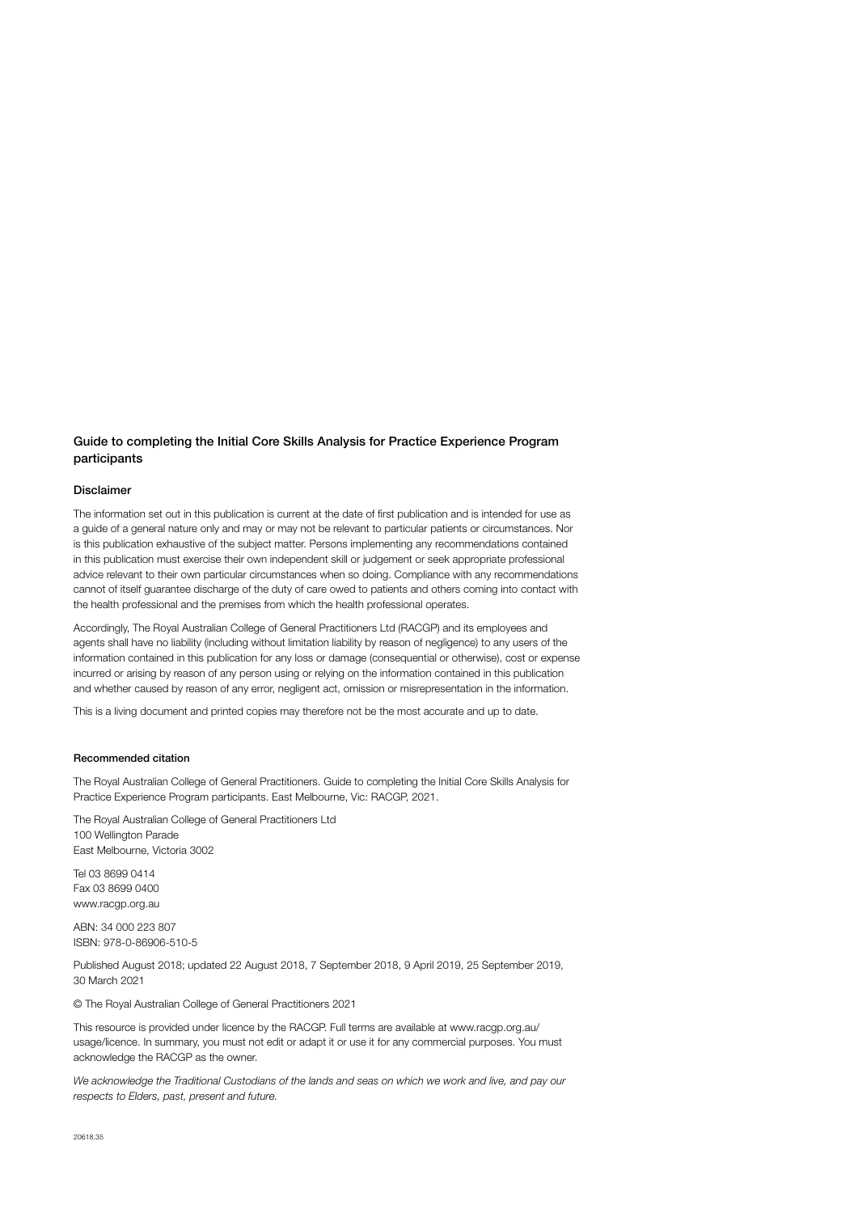## Guide to completing the Initial Core Skills Analysis for Practice Experience Program participants

### Disclaimer

The information set out in this publication is current at the date of first publication and is intended for use as a guide of a general nature only and may or may not be relevant to particular patients or circumstances. Nor is this publication exhaustive of the subject matter. Persons implementing any recommendations contained in this publication must exercise their own independent skill or judgement or seek appropriate professional advice relevant to their own particular circumstances when so doing. Compliance with any recommendations cannot of itself guarantee discharge of the duty of care owed to patients and others coming into contact with the health professional and the premises from which the health professional operates.

Accordingly, The Royal Australian College of General Practitioners Ltd (RACGP) and its employees and agents shall have no liability (including without limitation liability by reason of negligence) to any users of the information contained in this publication for any loss or damage (consequential or otherwise), cost or expense incurred or arising by reason of any person using or relying on the information contained in this publication and whether caused by reason of any error, negligent act, omission or misrepresentation in the information.

This is a living document and printed copies may therefore not be the most accurate and up to date.

#### Recommended citation

The Royal Australian College of General Practitioners. Guide to completing the Initial Core Skills Analysis for Practice Experience Program participants. East Melbourne, Vic: RACGP, 2021.

The Royal Australian College of General Practitioners Ltd
100 Wellington Parade
East Melbourne, Victoria 3002

Tel 03 8699 0414
Fax 03 8699 0400
www.racgp.org.au

ABN: 34 000 223 807
ISBN: 978-0-86906-510-5

Published August 2018; updated 22 August 2018, 7 September 2018, 9 April 2019, 25 September 2019, 30 March 2021

© The Royal Australian College of General Practitioners 2021

This resource is provided under licence by the RACGP. Full terms are available at www.racgp.org.au/usage/licence. In summary, you must not edit or adapt it or use it for any commercial purposes. You must acknowledge the RACGP as the owner.

*We acknowledge the Traditional Custodians of the lands and seas on which we work and live, and pay our respects to Elders, past, present and future.*

20618.35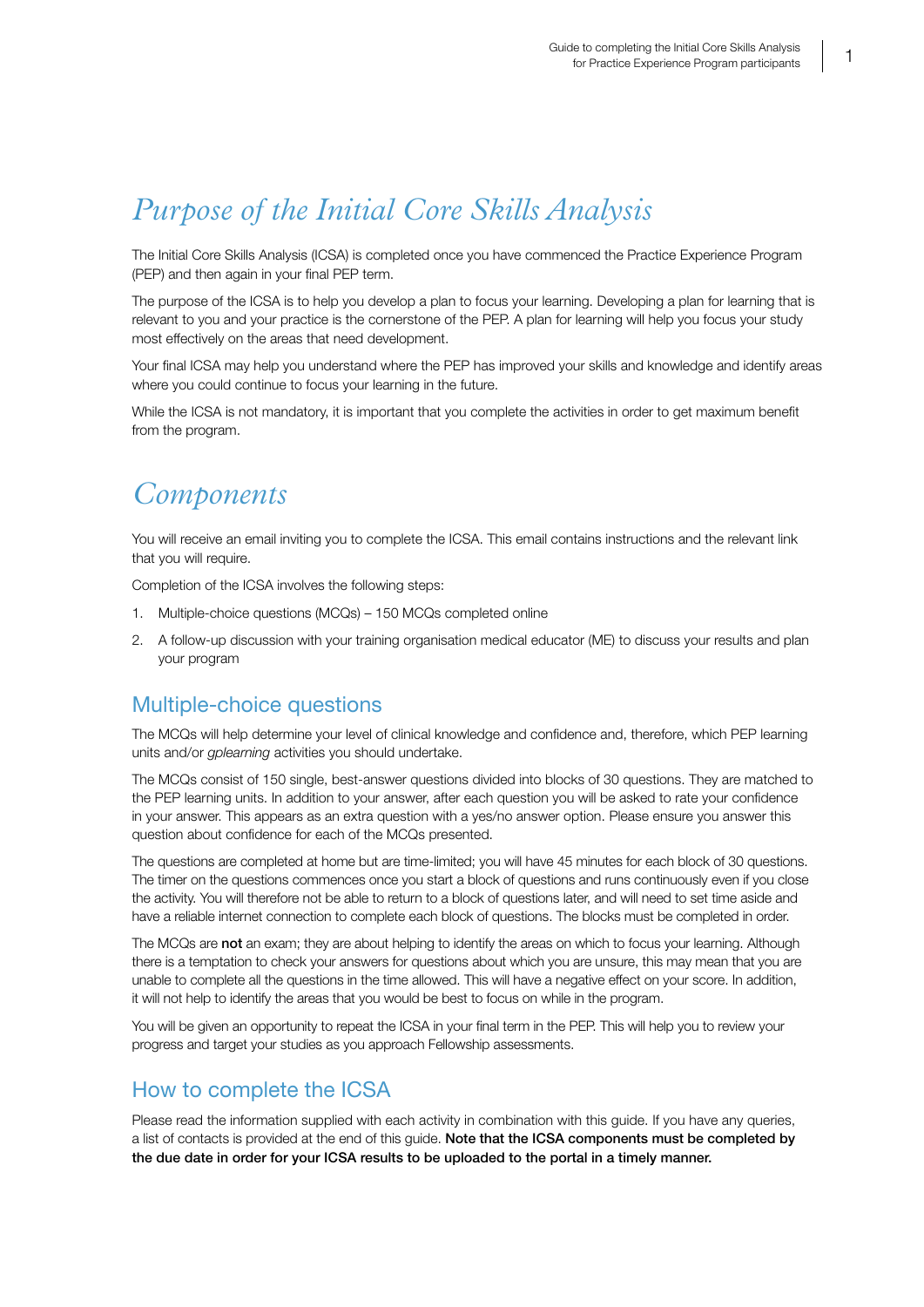# *Purpose of the Initial Core Skills Analysis*

The Initial Core Skills Analysis (ICSA) is completed once you have commenced the Practice Experience Program (PEP) and then again in your final PEP term.

The purpose of the ICSA is to help you develop a plan to focus your learning. Developing a plan for learning that is relevant to you and your practice is the cornerstone of the PEP. A plan for learning will help you focus your study most effectively on the areas that need development.

Your final ICSA may help you understand where the PEP has improved your skills and knowledge and identify areas where you could continue to focus your learning in the future.

While the ICSA is not mandatory, it is important that you complete the activities in order to get maximum benefit from the program.

# *Components*

You will receive an email inviting you to complete the ICSA. This email contains instructions and the relevant link that you will require.

Completion of the ICSA involves the following steps:

1. Multiple-choice questions (MCQs) – 150 MCQs completed online
2. A follow-up discussion with your training organisation medical educator (ME) to discuss your results and plan your program

## Multiple-choice questions

The MCQs will help determine your level of clinical knowledge and confidence and, therefore, which PEP learning units and/or *gplearning* activities you should undertake.

The MCQs consist of 150 single, best-answer questions divided into blocks of 30 questions. They are matched to the PEP learning units. In addition to your answer, after each question you will be asked to rate your confidence in your answer. This appears as an extra question with a yes/no answer option. Please ensure you answer this question about confidence for each of the MCQs presented.

The questions are completed at home but are time-limited; you will have 45 minutes for each block of 30 questions. The timer on the questions commences once you start a block of questions and runs continuously even if you close the activity. You will therefore not be able to return to a block of questions later, and will need to set time aside and have a reliable internet connection to complete each block of questions. The blocks must be completed in order.

The MCQs are **not** an exam; they are about helping to identify the areas on which to focus your learning. Although there is a temptation to check your answers for questions about which you are unsure, this may mean that you are unable to complete all the questions in the time allowed. This will have a negative effect on your score. In addition, it will not help to identify the areas that you would be best to focus on while in the program.

You will be given an opportunity to repeat the ICSA in your final term in the PEP. This will help you to review your progress and target your studies as you approach Fellowship assessments.

## How to complete the ICSA

Please read the information supplied with each activity in combination with this guide. If you have any queries, a list of contacts is provided at the end of this guide. **Note that the ICSA components must be completed by the due date in order for your ICSA results to be uploaded to the portal in a timely manner.**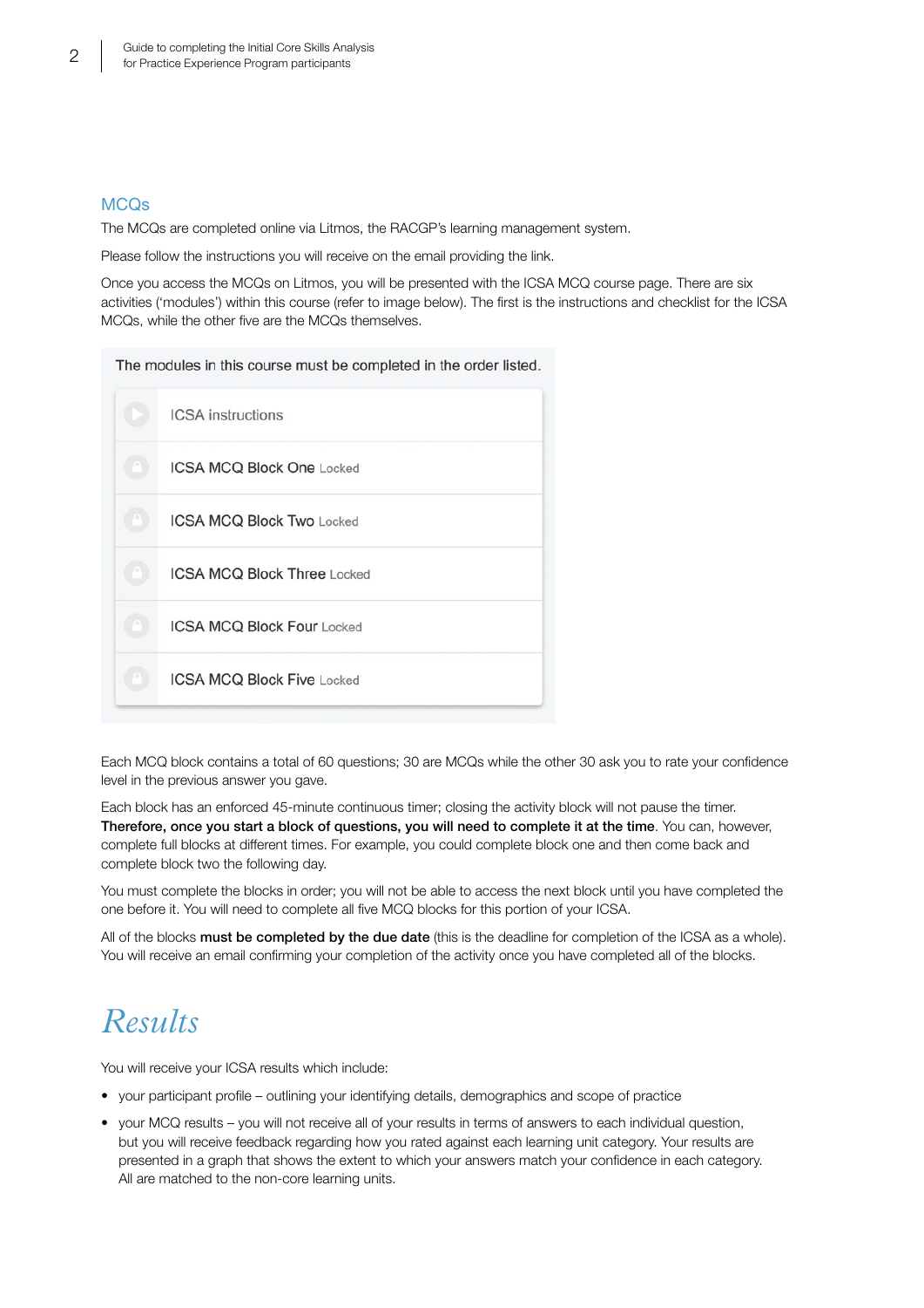## MCQs

The MCQs are completed online via Litmos, the RACGP's learning management system.

Please follow the instructions you will receive on the email providing the link.

Once you access the MCQs on Litmos, you will be presented with the ICSA MCQ course page. There are six activities ('modules') within this course (refer to image below). The first is the instructions and checklist for the ICSA MCQs, while the other five are the MCQs themselves.

The modules in this course must be completed in the order listed.

- ICSA instructions
- ICSA MCQ Block One Locked
- ICSA MCQ Block Two Locked
- ICSA MCQ Block Three Locked
- ICSA MCQ Block Four Locked
- ICSA MCQ Block Five Locked

Each MCQ block contains a total of 60 questions; 30 are MCQs while the other 30 ask you to rate your confidence level in the previous answer you gave.

Each block has an enforced 45-minute continuous timer; closing the activity block will not pause the timer. **Therefore, once you start a block of questions, you will need to complete it at the time**. You can, however, complete full blocks at different times. For example, you could complete block one and then come back and complete block two the following day.

You must complete the blocks in order; you will not be able to access the next block until you have completed the one before it. You will need to complete all five MCQ blocks for this portion of your ICSA.

All of the blocks **must be completed by the due date** (this is the deadline for completion of the ICSA as a whole). You will receive an email confirming your completion of the activity once you have completed all of the blocks.

# *Results*

You will receive your ICSA results which include:

- your participant profile – outlining your identifying details, demographics and scope of practice
- your MCQ results – you will not receive all of your results in terms of answers to each individual question, but you will receive feedback regarding how you rated against each learning unit category. Your results are presented in a graph that shows the extent to which your answers match your confidence in each category. All are matched to the non-core learning units.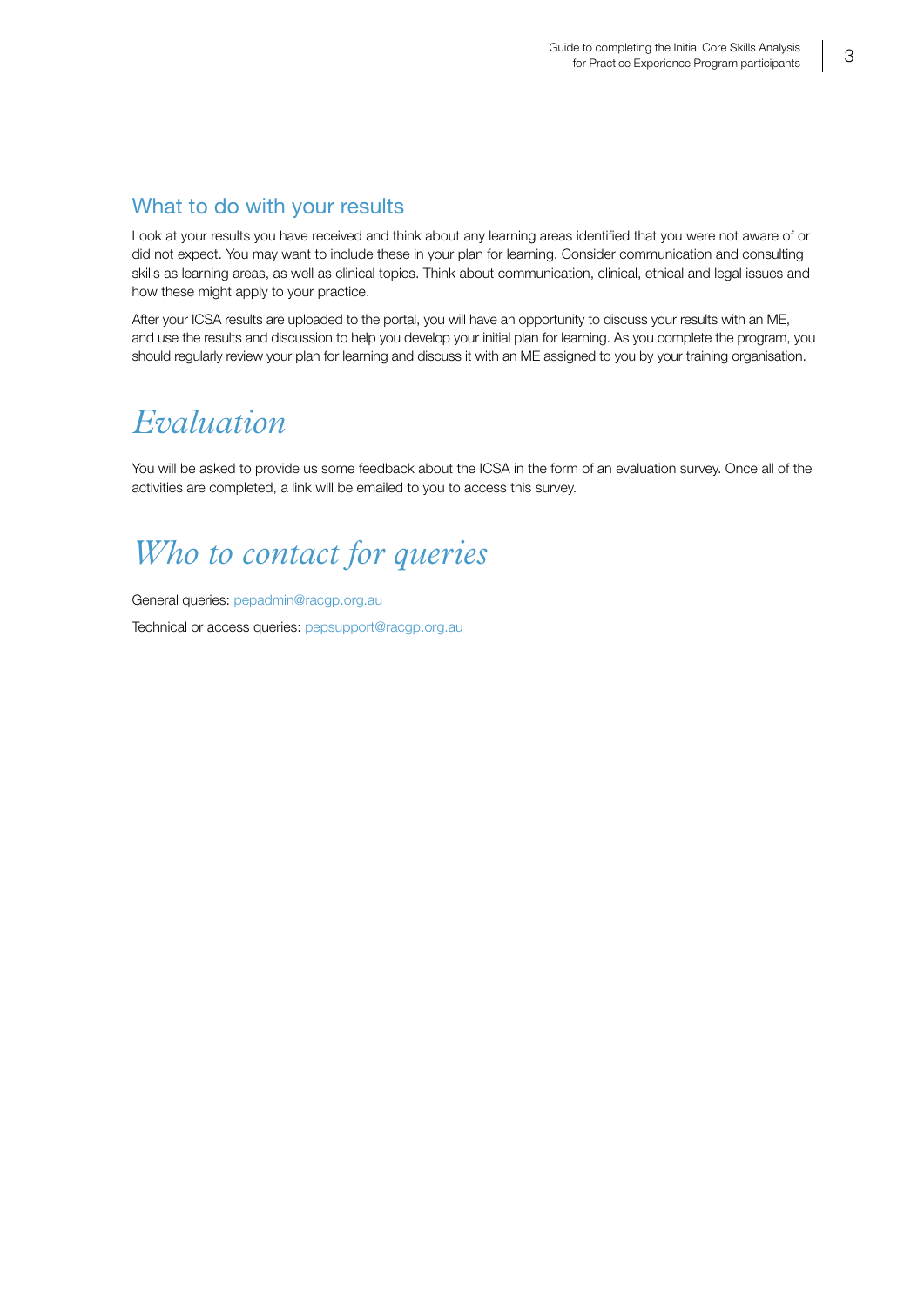## What to do with your results

Look at your results you have received and think about any learning areas identified that you were not aware of or did not expect. You may want to include these in your plan for learning. Consider communication and consulting skills as learning areas, as well as clinical topics. Think about communication, clinical, ethical and legal issues and how these might apply to your practice.

After your ICSA results are uploaded to the portal, you will have an opportunity to discuss your results with an ME, and use the results and discussion to help you develop your initial plan for learning. As you complete the program, you should regularly review your plan for learning and discuss it with an ME assigned to you by your training organisation.

# *Evaluation*

You will be asked to provide us some feedback about the ICSA in the form of an evaluation survey. Once all of the activities are completed, a link will be emailed to you to access this survey.

# *Who to contact for queries*

General queries: pepadmin@racgp.org.au

Technical or access queries: pepsupport@racgp.org.au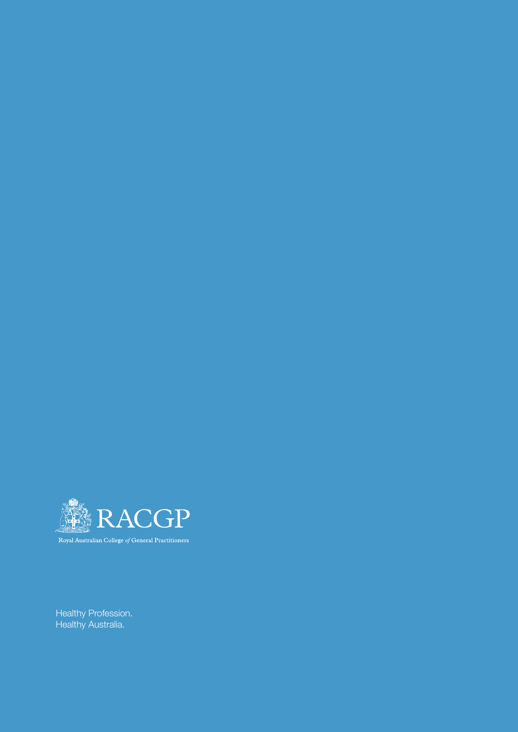RACGP

Royal Australian College *of* General Practitioners

Healthy Profession.
Healthy Australia.